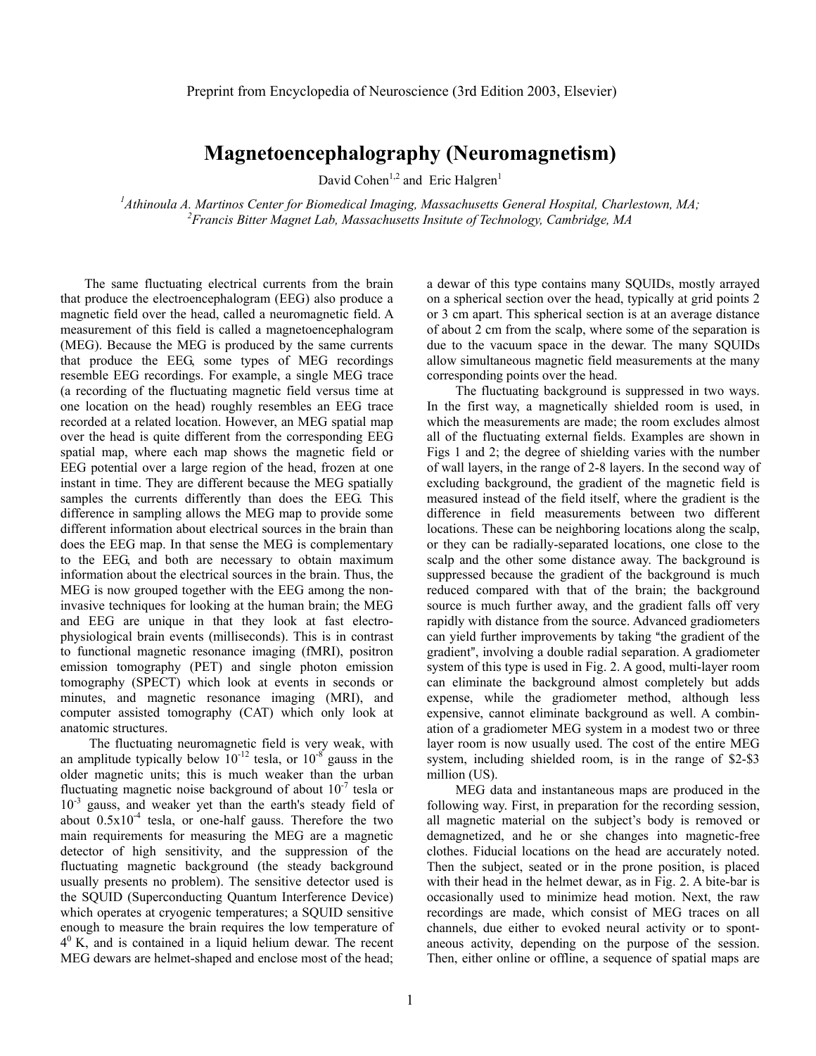Preprint from Encyclopedia of Neuroscience (3rd Edition 2003, Elsevier)

# Magnetoencephalography (Neuromagnetism)

David Cohen[1,2] and Eric Halgren[1]

*[1]Athinoula A. Martinos Center for Biomedical Imaging, Massachusetts General Hospital, Charlestown, MA;*
*[2]Francis Bitter Magnet Lab, Massachusetts Insitute of Technology, Cambridge, MA*

The same fluctuating electrical currents from the brain that produce the electroencephalogram (EEG) also produce a magnetic field over the head, called a neuromagnetic field. A measurement of this field is called a magnetoencephalogram (MEG). Because the MEG is produced by the same currents that produce the EEG, some types of MEG recordings resemble EEG recordings. For example, a single MEG trace (a recording of the fluctuating magnetic field versus time at one location on the head) roughly resembles an EEG trace recorded at a related location. However, an MEG spatial map over the head is quite different from the corresponding EEG spatial map, where each map shows the magnetic field or EEG potential over a large region of the head, frozen at one instant in time. They are different because the MEG spatially samples the currents differently than does the EEG. This difference in sampling allows the MEG map to provide some different information about electrical sources in the brain than does the EEG map. In that sense the MEG is complementary to the EEG, and both are necessary to obtain maximum information about the electrical sources in the brain. Thus, the MEG is now grouped together with the EEG among the non-invasive techniques for looking at the human brain; the MEG and EEG are unique in that they look at fast electro-physiological brain events (milliseconds). This is in contrast to functional magnetic resonance imaging (fMRI), positron emission tomography (PET) and single photon emission tomography (SPECT) which look at events in seconds or minutes, and magnetic resonance imaging (MRI), and computer assisted tomography (CAT) which only look at anatomic structures.

The fluctuating neuromagnetic field is very weak, with an amplitude typically below $10^{-12}$ tesla, or $10^{-8}$ gauss in the older magnetic units; this is much weaker than the urban fluctuating magnetic noise background of about $10^{-7}$ tesla or $10^{-3}$ gauss, and weaker yet than the earth's steady field of about $0.5 \times 10^{-4}$ tesla, or one-half gauss. Therefore the two main requirements for measuring the MEG are a magnetic detector of high sensitivity, and the suppression of the fluctuating magnetic background (the steady background usually presents no problem). The sensitive detector used is the SQUID (Superconducting Quantum Interference Device) which operates at cryogenic temperatures; a SQUID sensitive enough to measure the brain requires the low temperature of $4^0$ K, and is contained in a liquid helium dewar. The recent MEG dewars are helmet-shaped and enclose most of the head; a dewar of this type contains many SQUIDs, mostly arrayed on a spherical section over the head, typically at grid points 2 or 3 cm apart. This spherical section is at an average distance of about 2 cm from the scalp, where some of the separation is due to the vacuum space in the dewar. The many SQUIDs allow simultaneous magnetic field measurements at the many corresponding points over the head.

The fluctuating background is suppressed in two ways. In the first way, a magnetically shielded room is used, in which the measurements are made; the room excludes almost all of the fluctuating external fields. Examples are shown in Figs 1 and 2; the degree of shielding varies with the number of wall layers, in the range of 2-8 layers. In the second way of excluding background, the gradient of the magnetic field is measured instead of the field itself, where the gradient is the difference in field measurements between two different locations. These can be neighboring locations along the scalp, or they can be radially-separated locations, one close to the scalp and the other some distance away. The background is suppressed because the gradient of the background is much reduced compared with that of the brain; the background source is much further away, and the gradient falls off very rapidly with distance from the source. Advanced gradiometers can yield further improvements by taking "the gradient of the gradient", involving a double radial separation. A gradiometer system of this type is used in Fig. 2. A good, multi-layer room can eliminate the background almost completely but adds expense, while the gradiometer method, although less expensive, cannot eliminate background as well. A combination of a gradiometer MEG system in a modest two or three layer room is now usually used. The cost of the entire MEG system, including shielded room, is in the range of \$2-\$3 million (US).

MEG data and instantaneous maps are produced in the following way. First, in preparation for the recording session, all magnetic material on the subject's body is removed or demagnetized, and he or she changes into magnetic-free clothes. Fiducial locations on the head are accurately noted. Then the subject, seated or in the prone position, is placed with their head in the helmet dewar, as in Fig. 2. A bite-bar is occasionally used to minimize head motion. Next, the raw recordings are made, which consist of MEG traces on all channels, due either to evoked neural activity or to spontaneous activity, depending on the purpose of the session. Then, either online or offline, a sequence of spatial maps are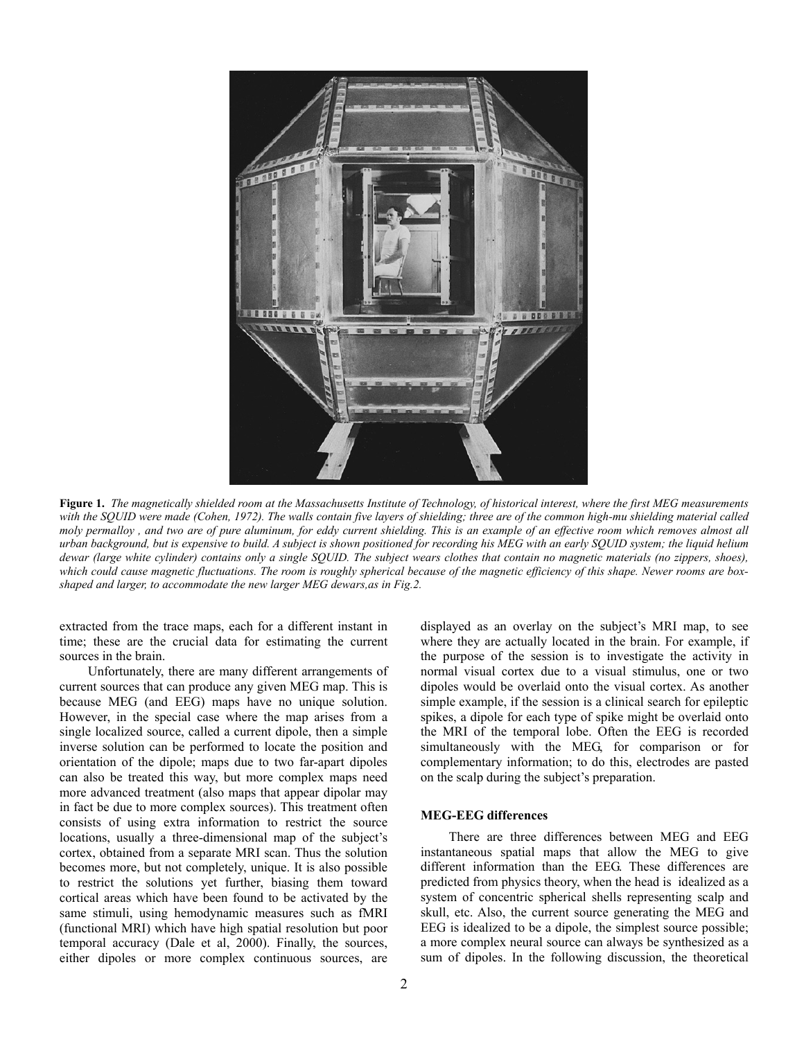**Figure 1.** *The magnetically shielded room at the Massachusetts Institute of Technology, of historical interest, where the first MEG measurements with the SQUID were made (Cohen, 1972). The walls contain five layers of shielding; three are of the common high-mu shielding material called moly permalloy , and two are of pure aluminum, for eddy current shielding. This is an example of an effective room which removes almost all urban background, but is expensive to build. A subject is shown positioned for recording his MEG with an early SQUID system; the liquid helium dewar (large white cylinder) contains only a single SQUID. The subject wears clothes that contain no magnetic materials (no zippers, shoes), which could cause magnetic fluctuations. The room is roughly spherical because of the magnetic efficiency of this shape. Newer rooms are box-shaped and larger, to accommodate the new larger MEG dewars,as in Fig.2.*

extracted from the trace maps, each for a different instant in time; these are the crucial data for estimating the current sources in the brain.

Unfortunately, there are many different arrangements of current sources that can produce any given MEG map. This is because MEG (and EEG) maps have no unique solution. However, in the special case where the map arises from a single localized source, called a current dipole, then a simple inverse solution can be performed to locate the position and orientation of the dipole; maps due to two far-apart dipoles can also be treated this way, but more complex maps need more advanced treatment (also maps that appear dipolar may in fact be due to more complex sources). This treatment often consists of using extra information to restrict the source locations, usually a three-dimensional map of the subject's cortex, obtained from a separate MRI scan. Thus the solution becomes more, but not completely, unique. It is also possible to restrict the solutions yet further, biasing them toward cortical areas which have been found to be activated by the same stimuli, using hemodynamic measures such as fMRI (functional MRI) which have high spatial resolution but poor temporal accuracy (Dale et al, 2000). Finally, the sources, either dipoles or more complex continuous sources, are displayed as an overlay on the subject's MRI map, to see where they are actually located in the brain. For example, if the purpose of the session is to investigate the activity in normal visual cortex due to a visual stimulus, one or two dipoles would be overlaid onto the visual cortex. As another simple example, if the session is a clinical search for epileptic spikes, a dipole for each type of spike might be overlaid onto the MRI of the temporal lobe. Often the EEG is recorded simultaneously with the MEG, for comparison or for complementary information; to do this, electrodes are pasted on the scalp during the subject's preparation.

**MEG-EEG differences**

There are three differences between MEG and EEG instantaneous spatial maps that allow the MEG to give different information than the EEG. These differences are predicted from physics theory, when the head is idealized as a system of concentric spherical shells representing scalp and skull, etc. Also, the current source generating the MEG and EEG is idealized to be a dipole, the simplest source possible; a more complex neural source can always be synthesized as a sum of dipoles. In the following discussion, the theoretical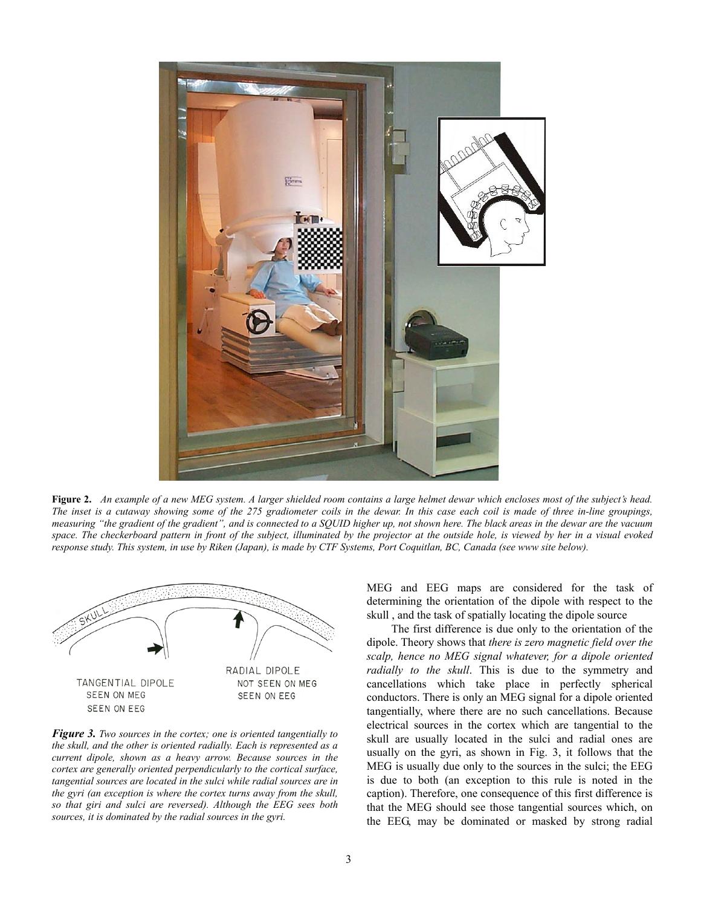**Figure 2.** *An example of a new MEG system. A larger shielded room contains a large helmet dewar which encloses most of the subject's head. The inset is a cutaway showing some of the 275 gradiometer coils in the dewar. In this case each coil is made of three in-line groupings, measuring "the gradient of the gradient", and is connected to a SQUID higher up, not shown here. The black areas in the dewar are the vacuum space. The checkerboard pattern in front of the subject, illuminated by the projector at the outside hole, is viewed by her in a visual evoked response study. This system, in use by Riken (Japan), is made by CTF Systems, Port Coquitlan, BC, Canada (see www site below).*

SKULL

TANGENTIAL DIPOLE
SEEN ON MEG
SEEN ON EEG

RADIAL DIPOLE
NOT SEEN ON MEG
SEEN ON EEG

***Figure 3.*** *Two sources in the cortex; one is oriented tangentially to the skull, and the other is oriented radially. Each is represented as a current dipole, shown as a heavy arrow. Because sources in the cortex are generally oriented perpendicularly to the cortical surface, tangential sources are located in the sulci while radial sources are in the gyri (an exception is where the cortex turns away from the skull, so that giri and sulci are reversed). Although the EEG sees both sources, it is dominated by the radial sources in the gyri.*

MEG and EEG maps are considered for the task of determining the orientation of the dipole with respect to the skull , and the task of spatially locating the dipole source

The first difference is due only to the orientation of the dipole. Theory shows that *there is zero magnetic field over the scalp, hence no MEG signal whatever, for a dipole oriented radially to the skull*. This is due to the symmetry and cancellations which take place in perfectly spherical conductors. There is only an MEG signal for a dipole oriented tangentially, where there are no such cancellations. Because electrical sources in the cortex which are tangential to the skull are usually located in the sulci and radial ones are usually on the gyri, as shown in Fig. 3, it follows that the MEG is usually due only to the sources in the sulci; the EEG is due to both (an exception to this rule is noted in the caption). Therefore, one consequence of this first difference is that the MEG should see those tangential sources which, on the EEG, may be dominated or masked by strong radial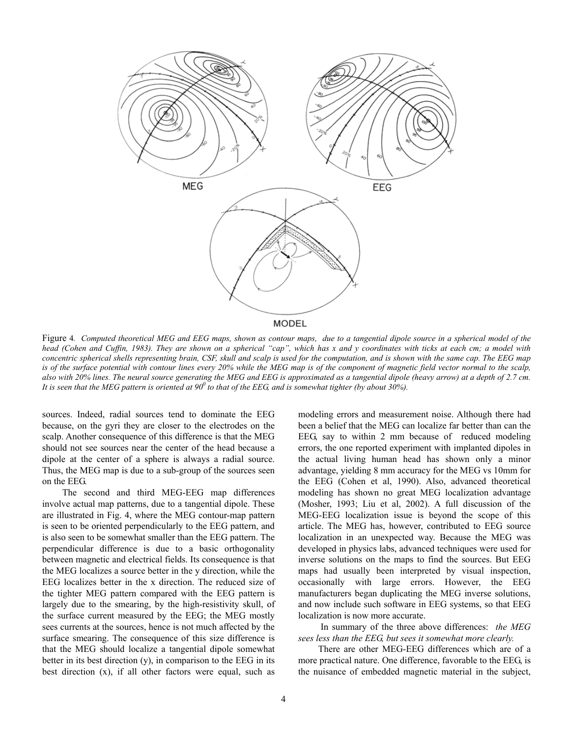Figure 4. *Computed theoretical MEG and EEG maps, shown as contour maps, due to a tangential dipole source in a spherical model of the head (Cohen and Cuffin, 1983). They are shown on a spherical "cap", which has x and y coordinates with ticks at each cm; a model with concentric spherical shells representing brain, CSF, skull and scalp is used for the computation, and is shown with the same cap. The EEG map is of the surface potential with contour lines every 20% while the MEG map is of the component of magnetic field vector normal to the scalp, also with 20% lines. The neural source generating the MEG and EEG is approximated as a tangential dipole (heavy arrow) at a depth of 2.7 cm. It is seen that the MEG pattern is oriented at 90$^0$ to that of the EEG, and is somewhat tighter (by about 30%).*

sources. Indeed, radial sources tend to dominate the EEG because, on the gyri they are closer to the electrodes on the scalp. Another consequence of this difference is that the MEG should not see sources near the center of the head because a dipole at the center of a sphere is always a radial source. Thus, the MEG map is due to a sub-group of the sources seen on the EEG.

The second and third MEG-EEG map differences involve actual map patterns, due to a tangential dipole. These are illustrated in Fig. 4, where the MEG contour-map pattern is seen to be oriented perpendicularly to the EEG pattern, and is also seen to be somewhat smaller than the EEG pattern. The perpendicular difference is due to a basic orthogonality between magnetic and electrical fields. Its consequence is that the MEG localizes a source better in the y direction, while the EEG localizes better in the x direction. The reduced size of the tighter MEG pattern compared with the EEG pattern is largely due to the smearing, by the high-resistivity skull, of the surface current measured by the EEG; the MEG mostly sees currents at the sources, hence is not much affected by the surface smearing. The consequence of this size difference is that the MEG should localize a tangential dipole somewhat better in its best direction (y), in comparison to the EEG in its best direction (x), if all other factors were equal, such as modeling errors and measurement noise. Although there had been a belief that the MEG can localize far better than can the EEG, say to within 2 mm because of reduced modeling errors, the one reported experiment with implanted dipoles in the actual living human head has shown only a minor advantage, yielding 8 mm accuracy for the MEG vs 10mm for the EEG (Cohen et al, 1990). Also, advanced theoretical modeling has shown no great MEG localization advantage (Mosher, 1993; Liu et al, 2002). A full discussion of the MEG-EEG localization issue is beyond the scope of this article. The MEG has, however, contributed to EEG source localization in an unexpected way. Because the MEG was developed in physics labs, advanced techniques were used for inverse solutions on the maps to find the sources. But EEG maps had usually been interpreted by visual inspection, occasionally with large errors. However, the EEG manufacturers began duplicating the MEG inverse solutions, and now include such software in EEG systems, so that EEG localization is now more accurate.

In summary of the three above differences: *the MEG sees less than the EEG, but sees it somewhat more clearly.*

There are other MEG-EEG differences which are of a more practical nature. One difference, favorable to the EEG, is the nuisance of embedded magnetic material in the subject,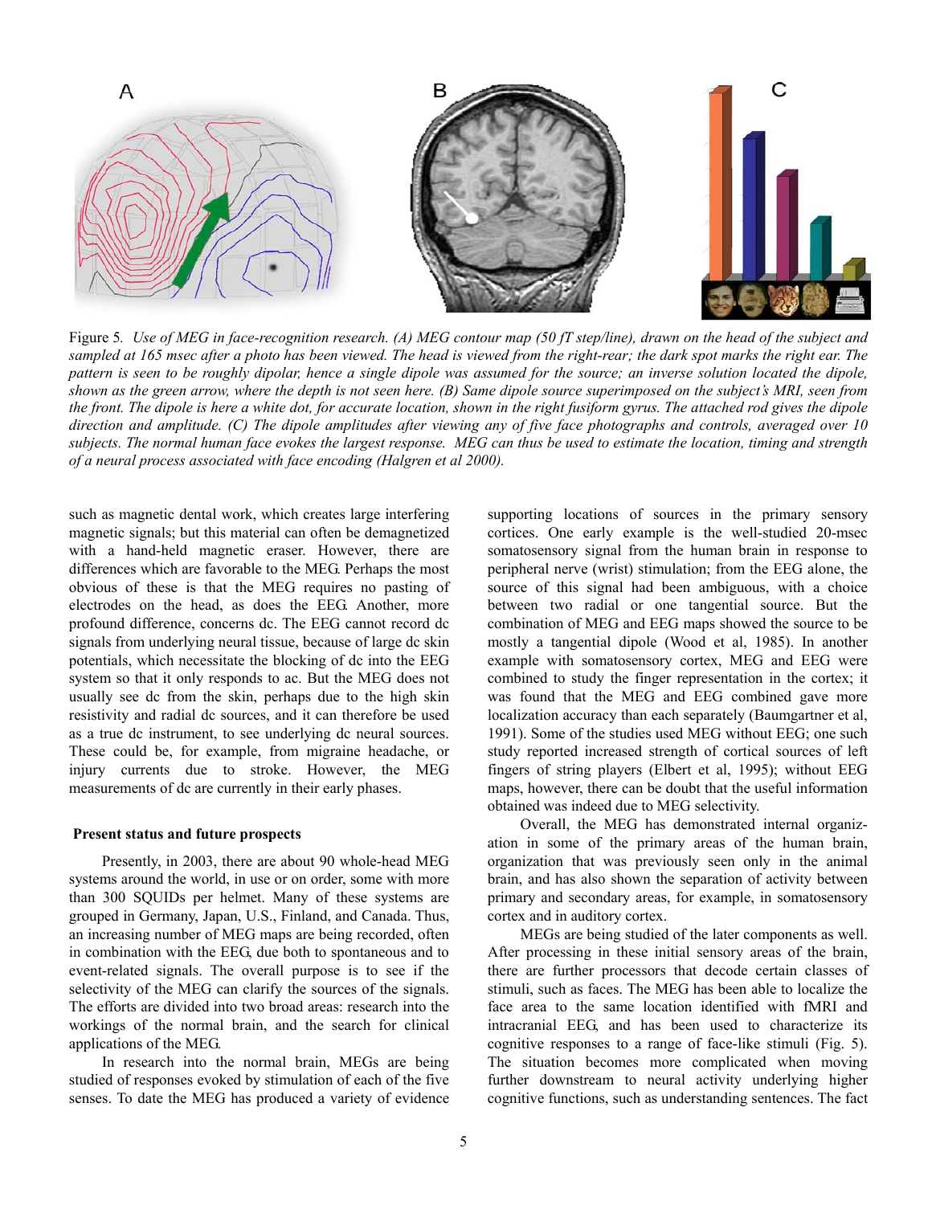Figure 5. *Use of MEG in face-recognition research. (A) MEG contour map (50 fT step/line), drawn on the head of the subject and sampled at 165 msec after a photo has been viewed. The head is viewed from the right-rear; the dark spot marks the right ear. The pattern is seen to be roughly dipolar, hence a single dipole was assumed for the source; an inverse solution located the dipole, shown as the green arrow, where the depth is not seen here. (B) Same dipole source superimposed on the subject's MRI, seen from the front. The dipole is here a white dot, for accurate location, shown in the right fusiform gyrus. The attached rod gives the dipole direction and amplitude. (C) The dipole amplitudes after viewing any of five face photographs and controls, averaged over 10 subjects. The normal human face evokes the largest response. MEG can thus be used to estimate the location, timing and strength of a neural process associated with face encoding (Halgren et al 2000).*

such as magnetic dental work, which creates large interfering magnetic signals; but this material can often be demagnetized with a hand-held magnetic eraser. However, there are differences which are favorable to the MEG. Perhaps the most obvious of these is that the MEG requires no pasting of electrodes on the head, as does the EEG. Another, more profound difference, concerns dc. The EEG cannot record dc signals from underlying neural tissue, because of large dc skin potentials, which necessitate the blocking of dc into the EEG system so that it only responds to ac. But the MEG does not usually see dc from the skin, perhaps due to the high skin resistivity and radial dc sources, and it can therefore be used as a true dc instrument, to see underlying dc neural sources. These could be, for example, from migraine headache, or injury currents due to stroke. However, the MEG measurements of dc are currently in their early phases.

## Present status and future prospects

Presently, in 2003, there are about 90 whole-head MEG systems around the world, in use or on order, some with more than 300 SQUIDs per helmet. Many of these systems are grouped in Germany, Japan, U.S., Finland, and Canada. Thus, an increasing number of MEG maps are being recorded, often in combination with the EEG, due both to spontaneous and to event-related signals. The overall purpose is to see if the selectivity of the MEG can clarify the sources of the signals. The efforts are divided into two broad areas: research into the workings of the normal brain, and the search for clinical applications of the MEG.

In research into the normal brain, MEGs are being studied of responses evoked by stimulation of each of the five senses. To date the MEG has produced a variety of evidence supporting locations of sources in the primary sensory cortices. One early example is the well-studied 20-msec somatosensory signal from the human brain in response to peripheral nerve (wrist) stimulation; from the EEG alone, the source of this signal had been ambiguous, with a choice between two radial or one tangential source. But the combination of MEG and EEG maps showed the source to be mostly a tangential dipole (Wood et al, 1985). In another example with somatosensory cortex, MEG and EEG were combined to study the finger representation in the cortex; it was found that the MEG and EEG combined gave more localization accuracy than each separately (Baumgartner et al, 1991). Some of the studies used MEG without EEG; one such study reported increased strength of cortical sources of left fingers of string players (Elbert et al, 1995); without EEG maps, however, there can be doubt that the useful information obtained was indeed due to MEG selectivity.

Overall, the MEG has demonstrated internal organization in some of the primary areas of the human brain, organization that was previously seen only in the animal brain, and has also shown the separation of activity between primary and secondary areas, for example, in somatosensory cortex and in auditory cortex.

MEGs are being studied of the later components as well. After processing in these initial sensory areas of the brain, there are further processors that decode certain classes of stimuli, such as faces. The MEG has been able to localize the face area to the same location identified with fMRI and intracranial EEG, and has been used to characterize its cognitive responses to a range of face-like stimuli (Fig. 5). The situation becomes more complicated when moving further downstream to neural activity underlying higher cognitive functions, such as understanding sentences. The fact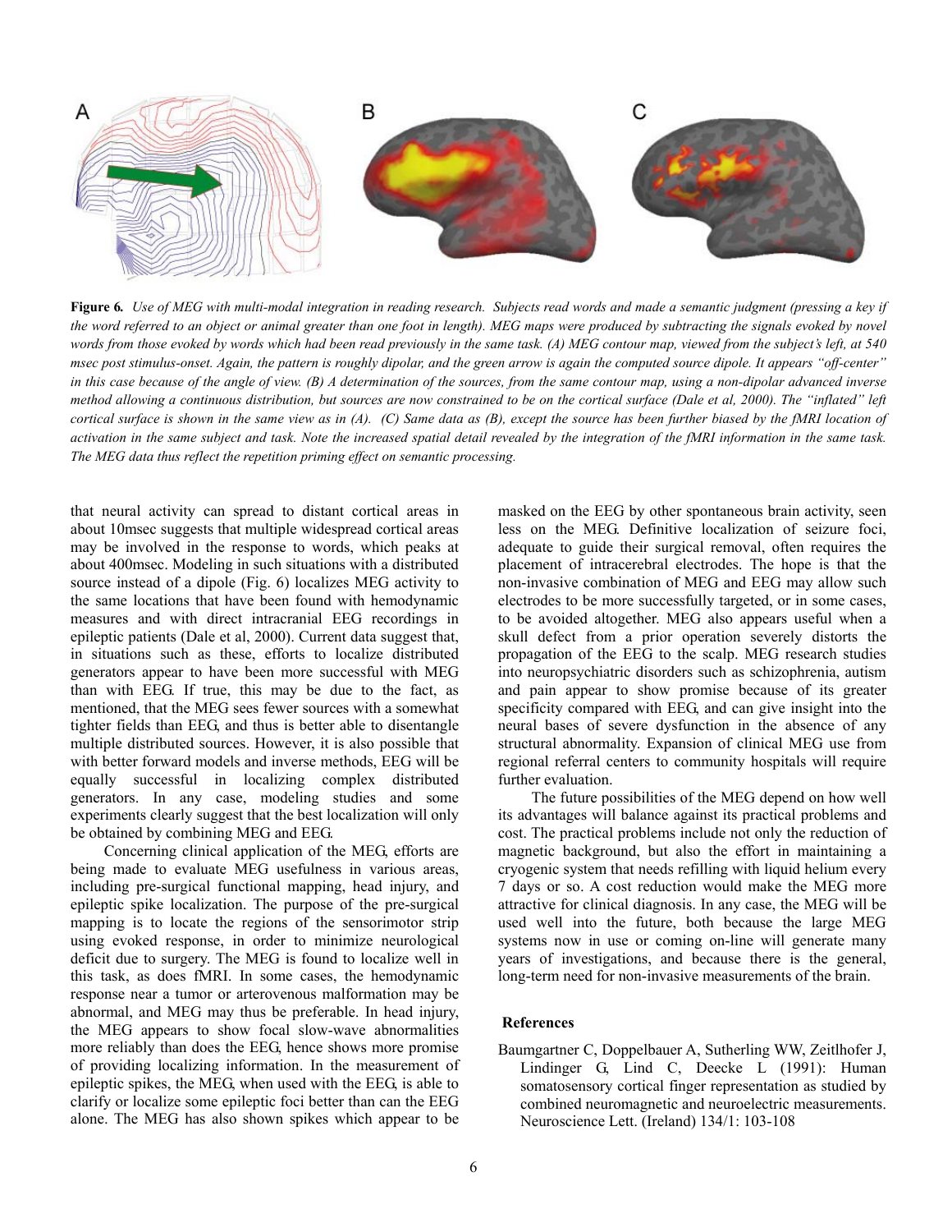**Figure 6.** *Use of MEG with multi-modal integration in reading research. Subjects read words and made a semantic judgment (pressing a key if the word referred to an object or animal greater than one foot in length). MEG maps were produced by subtracting the signals evoked by novel words from those evoked by words which had been read previously in the same task. (A) MEG contour map, viewed from the subject's left, at 540 msec post stimulus-onset. Again, the pattern is roughly dipolar, and the green arrow is again the computed source dipole. It appears "off-center" in this case because of the angle of view. (B) A determination of the sources, from the same contour map, using a non-dipolar advanced inverse method allowing a continuous distribution, but sources are now constrained to be on the cortical surface (Dale et al, 2000). The "inflated" left cortical surface is shown in the same view as in (A). (C) Same data as (B), except the source has been further biased by the fMRI location of activation in the same subject and task. Note the increased spatial detail revealed by the integration of the fMRI information in the same task. The MEG data thus reflect the repetition priming effect on semantic processing.*

that neural activity can spread to distant cortical areas in about 10msec suggests that multiple widespread cortical areas may be involved in the response to words, which peaks at about 400msec. Modeling in such situations with a distributed source instead of a dipole (Fig. 6) localizes MEG activity to the same locations that have been found with hemodynamic measures and with direct intracranial EEG recordings in epileptic patients (Dale et al, 2000). Current data suggest that, in situations such as these, efforts to localize distributed generators appear to have been more successful with MEG than with EEG. If true, this may be due to the fact, as mentioned, that the MEG sees fewer sources with a somewhat tighter fields than EEG, and thus is better able to disentangle multiple distributed sources. However, it is also possible that with better forward models and inverse methods, EEG will be equally successful in localizing complex distributed generators. In any case, modeling studies and some experiments clearly suggest that the best localization will only be obtained by combining MEG and EEG.

Concerning clinical application of the MEG, efforts are being made to evaluate MEG usefulness in various areas, including pre-surgical functional mapping, head injury, and epileptic spike localization. The purpose of the pre-surgical mapping is to locate the regions of the sensorimotor strip using evoked response, in order to minimize neurological deficit due to surgery. The MEG is found to localize well in this task, as does fMRI. In some cases, the hemodynamic response near a tumor or arterovenous malformation may be abnormal, and MEG may thus be preferable. In head injury, the MEG appears to show focal slow-wave abnormalities more reliably than does the EEG, hence shows more promise of providing localizing information. In the measurement of epileptic spikes, the MEG, when used with the EEG, is able to clarify or localize some epileptic foci better than can the EEG alone. The MEG has also shown spikes which appear to be masked on the EEG by other spontaneous brain activity, seen less on the MEG. Definitive localization of seizure foci, adequate to guide their surgical removal, often requires the placement of intracerebral electrodes. The hope is that the non-invasive combination of MEG and EEG may allow such electrodes to be more successfully targeted, or in some cases, to be avoided altogether. MEG also appears useful when a skull defect from a prior operation severely distorts the propagation of the EEG to the scalp. MEG research studies into neuropsychiatric disorders such as schizophrenia, autism and pain appear to show promise because of its greater specificity compared with EEG, and can give insight into the neural bases of severe dysfunction in the absence of any structural abnormality. Expansion of clinical MEG use from regional referral centers to community hospitals will require further evaluation.

The future possibilities of the MEG depend on how well its advantages will balance against its practical problems and cost. The practical problems include not only the reduction of magnetic background, but also the effort in maintaining a cryogenic system that needs refilling with liquid helium every 7 days or so. A cost reduction would make the MEG more attractive for clinical diagnosis. In any case, the MEG will be used well into the future, both because the large MEG systems now in use or coming on-line will generate many years of investigations, and because there is the general, long-term need for non-invasive measurements of the brain.

## References

Baumgartner C, Doppelbauer A, Sutherling WW, Zeitlhofer J, Lindinger G, Lind C, Deecke L (1991): Human somatosensory cortical finger representation as studied by combined neuromagnetic and neuroelectric measurements. Neuroscience Lett. (Ireland) 134/1: 103-108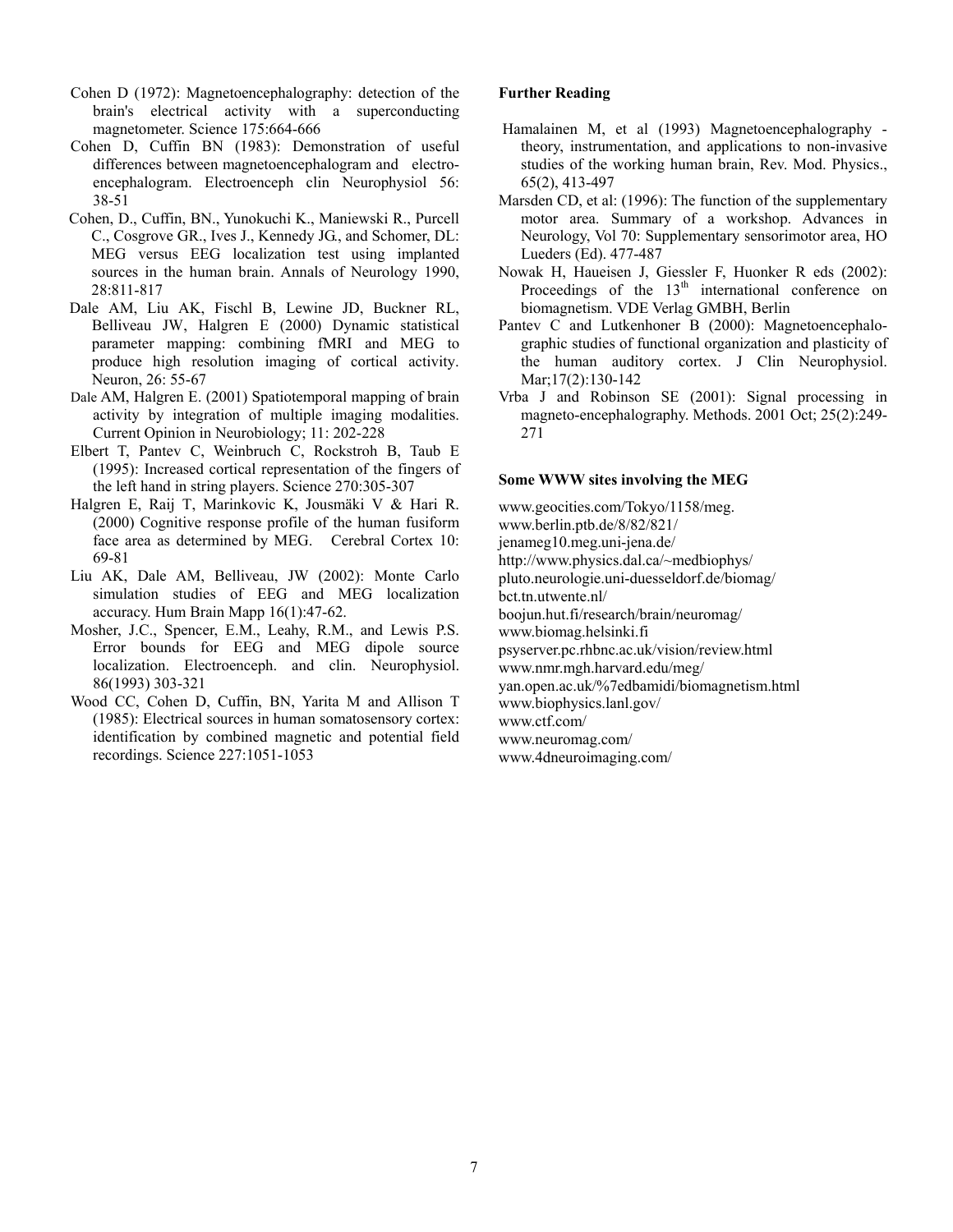Cohen D (1972): Magnetoencephalography: detection of the brain's electrical activity with a superconducting magnetometer. Science 175:664-666

Cohen D, Cuffin BN (1983): Demonstration of useful differences between magnetoencephalogram and electro-encephalogram. Electroenceph clin Neurophysiol 56: 38-51

Cohen, D., Cuffin, BN., Yunokuchi K., Maniewski R., Purcell C., Cosgrove GR., Ives J., Kennedy JG., and Schomer, DL: MEG versus EEG localization test using implanted sources in the human brain. Annals of Neurology 1990, 28:811-817

Dale AM, Liu AK, Fischl B, Lewine JD, Buckner RL, Belliveau JW, Halgren E (2000) Dynamic statistical parameter mapping: combining fMRI and MEG to produce high resolution imaging of cortical activity. Neuron, 26: 55-67

Dale AM, Halgren E. (2001) Spatiotemporal mapping of brain activity by integration of multiple imaging modalities. Current Opinion in Neurobiology; 11: 202-228

Elbert T, Pantev C, Weinbruch C, Rockstroh B, Taub E (1995): Increased cortical representation of the fingers of the left hand in string players. Science 270:305-307

Halgren E, Raij T, Marinkovic K, Jousmäki V & Hari R. (2000) Cognitive response profile of the human fusiform face area as determined by MEG. Cerebral Cortex 10: 69-81

Liu AK, Dale AM, Belliveau, JW (2002): Monte Carlo simulation studies of EEG and MEG localization accuracy. Hum Brain Mapp 16(1):47-62.

Mosher, J.C., Spencer, E.M., Leahy, R.M., and Lewis P.S. Error bounds for EEG and MEG dipole source localization. Electroenceph. and clin. Neurophysiol. 86(1993) 303-321

Wood CC, Cohen D, Cuffin, BN, Yarita M and Allison T (1985): Electrical sources in human somatosensory cortex: identification by combined magnetic and potential field recordings. Science 227:1051-1053

**Further Reading**

Hamalainen M, et al (1993) Magnetoencephalography - theory, instrumentation, and applications to non-invasive studies of the working human brain, Rev. Mod. Physics., 65(2), 413-497

Marsden CD, et al: (1996): The function of the supplementary motor area. Summary of a workshop. Advances in Neurology, Vol 70: Supplementary sensorimotor area, HO Lueders (Ed). 477-487

Nowak H, Haueisen J, Giessler F, Huonker R eds (2002): Proceedings of the 13th international conference on biomagnetism. VDE Verlag GMBH, Berlin

Pantev C and Lutkenhoner B (2000): Magnetoencephalographic studies of functional organization and plasticity of the human auditory cortex. J Clin Neurophysiol. Mar;17(2):130-142

Vrba J and Robinson SE (2001): Signal processing in magneto-encephalography. Methods. 2001 Oct; 25(2):249-271

**Some WWW sites involving the MEG**

www.geocities.com/Tokyo/1158/meg.
www.berlin.ptb.de/8/82/821/
jenameg10.meg.uni-jena.de/
http://www.physics.dal.ca/~medbiophys/
pluto.neurologie.uni-duesseldorf.de/biomag/
bct.tn.utwente.nl/
boojun.hut.fi/research/brain/neuromag/
www.biomag.helsinki.fi
psyserver.pc.rhbnc.ac.uk/vision/review.html
www.nmr.mgh.harvard.edu/meg/
yan.open.ac.uk/%7edbamidi/biomagnetism.html
www.biophysics.lanl.gov/
www.ctf.com/
www.neuromag.com/
www.4dneuroimaging.com/